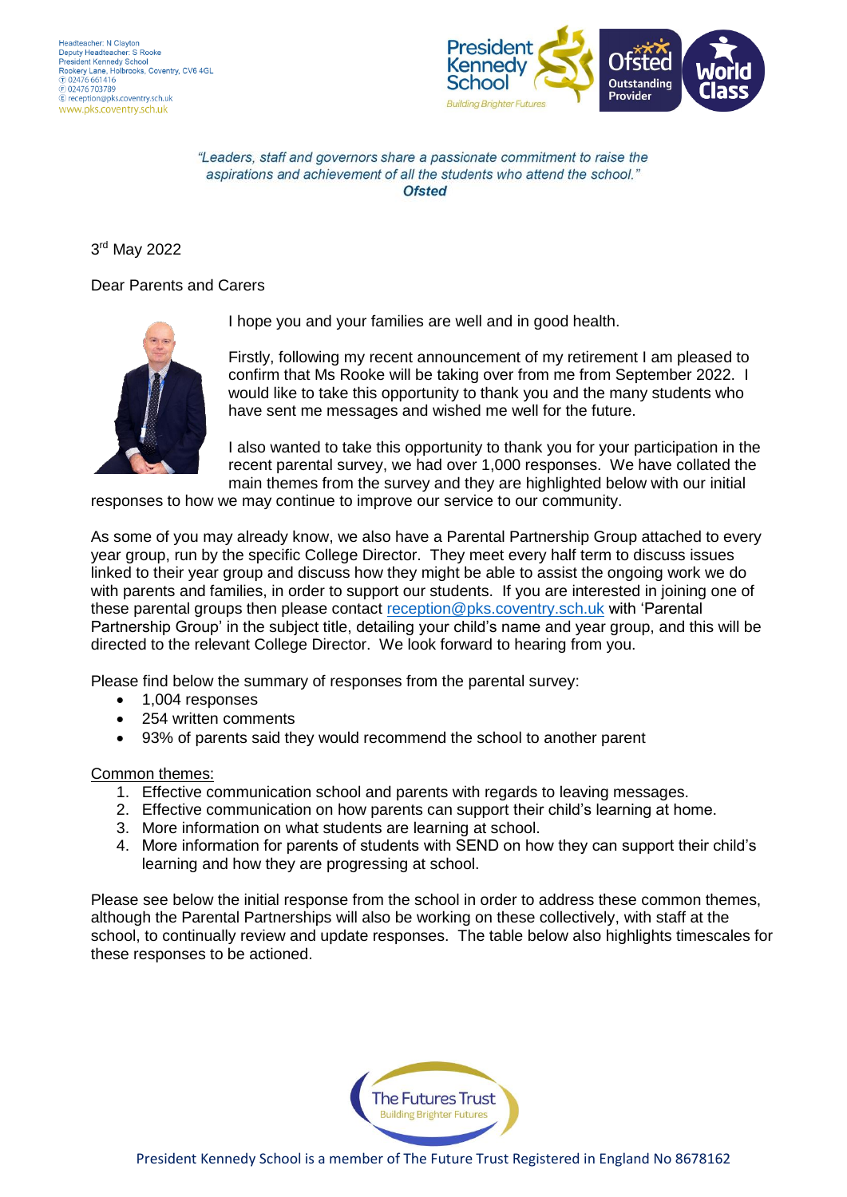Headteacher: N Clayton
Deputy Headteacher: S Rooke
President Kennedy School
Rookery Lane, Holbrooks, Coventry, CV6 4GL
T 02476 661416
F 02476 703789
E reception@pks.coventry.sch.uk
www.pks.coventry.sch.uk

*"Leaders, staff and governors share a passionate commitment to raise the aspirations and achievement of all the students who attend the school."*
***Ofsted***

3rd May 2022

Dear Parents and Carers

I hope you and your families are well and in good health.

Firstly, following my recent announcement of my retirement I am pleased to confirm that Ms Rooke will be taking over from me from September 2022. I would like to take this opportunity to thank you and the many students who have sent me messages and wished me well for the future.

I also wanted to take this opportunity to thank you for your participation in the recent parental survey, we had over 1,000 responses. We have collated the main themes from the survey and they are highlighted below with our initial responses to how we may continue to improve our service to our community.

As some of you may already know, we also have a Parental Partnership Group attached to every year group, run by the specific College Director. They meet every half term to discuss issues linked to their year group and discuss how they might be able to assist the ongoing work we do with parents and families, in order to support our students. If you are interested in joining one of these parental groups then please contact reception@pks.coventry.sch.uk with 'Parental Partnership Group' in the subject title, detailing your child's name and year group, and this will be directed to the relevant College Director. We look forward to hearing from you.

Please find below the summary of responses from the parental survey:

- 1,004 responses
- 254 written comments
- 93% of parents said they would recommend the school to another parent

Common themes:

1. Effective communication school and parents with regards to leaving messages.
2. Effective communication on how parents can support their child's learning at home.
3. More information on what students are learning at school.
4. More information for parents of students with SEND on how they can support their child's learning and how they are progressing at school.

Please see below the initial response from the school in order to address these common themes, although the Parental Partnerships will also be working on these collectively, with staff at the school, to continually review and update responses. The table below also highlights timescales for these responses to be actioned.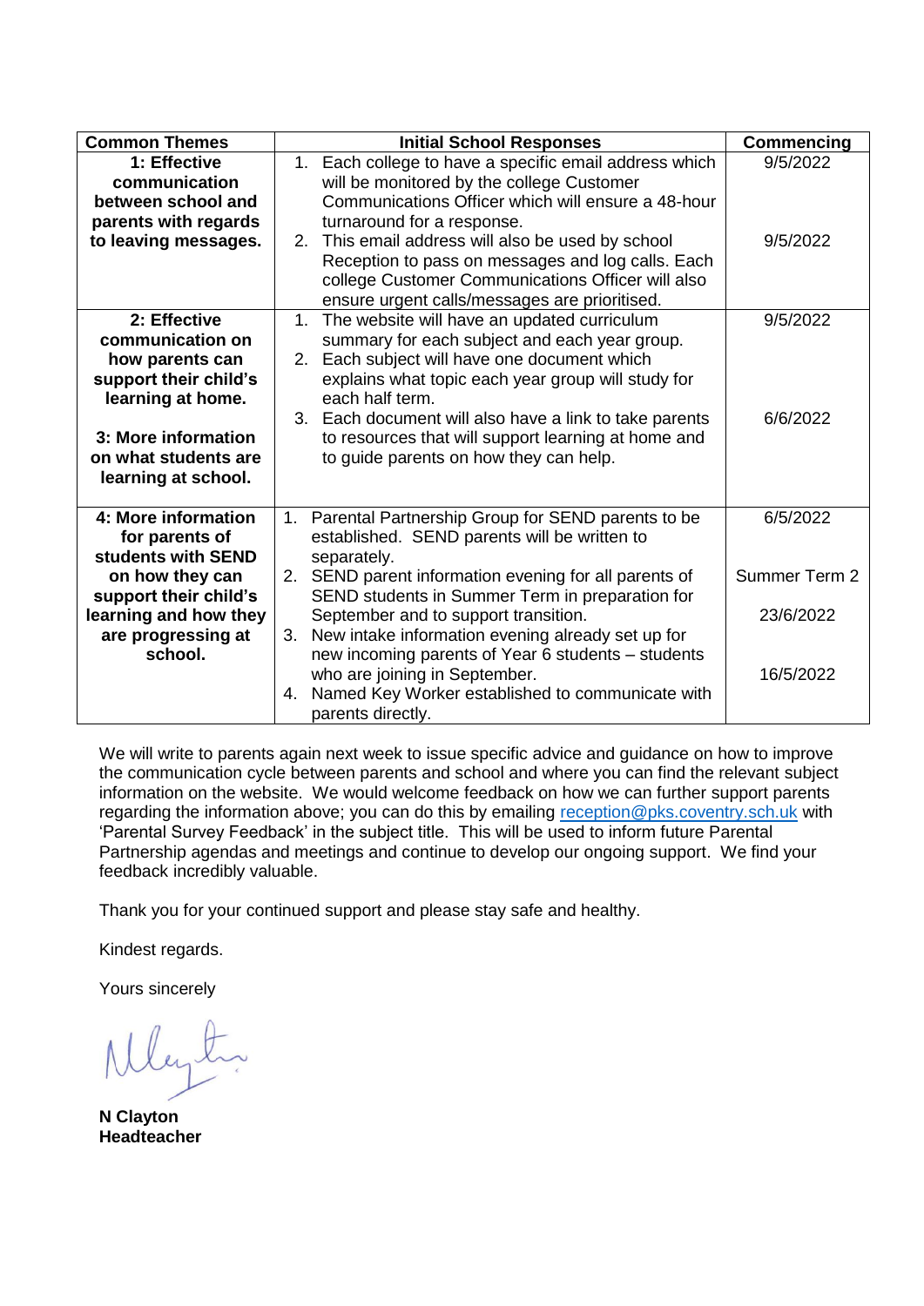| Common Themes | Initial School Responses | Commencing |
|---|---|---|
| **1: Effective communication between school and parents with regards to leaving messages.** | 1. Each college to have a specific email address which will be monitored by the college Customer Communications Officer which will ensure a 48-hour turnaround for a response.<br>2. This email address will also be used by school Reception to pass on messages and log calls. Each college Customer Communications Officer will also ensure urgent calls/messages are prioritised. | 9/5/2022<br><br>9/5/2022 |
| **2: Effective communication on how parents can support their child's learning at home.**<br><br>**3: More information on what students are learning at school.** | 1. The website will have an updated curriculum summary for each subject and each year group.<br>2. Each subject will have one document which explains what topic each year group will study for each half term.<br>3. Each document will also have a link to take parents to resources that will support learning at home and to guide parents on how they can help. | 9/5/2022<br><br>6/6/2022 |
| **4: More information for parents of students with SEND on how they can support their child's learning and how they are progressing at school.** | 1. Parental Partnership Group for SEND parents to be established. SEND parents will be written to separately.<br>2. SEND parent information evening for all parents of SEND students in Summer Term in preparation for September and to support transition.<br>3. New intake information evening already set up for new incoming parents of Year 6 students – students who are joining in September.<br>4. Named Key Worker established to communicate with parents directly. | 6/5/2022<br><br>Summer Term 2<br><br>23/6/2022<br><br>16/5/2022 |

We will write to parents again next week to issue specific advice and guidance on how to improve the communication cycle between parents and school and where you can find the relevant subject information on the website. We would welcome feedback on how we can further support parents regarding the information above; you can do this by emailing reception@pks.coventry.sch.uk with 'Parental Survey Feedback' in the subject title. This will be used to inform future Parental Partnership agendas and meetings and continue to develop our ongoing support. We find your feedback incredibly valuable.

Thank you for your continued support and please stay safe and healthy.

Kindest regards.

Yours sincerely

**N Clayton**
**Headteacher**